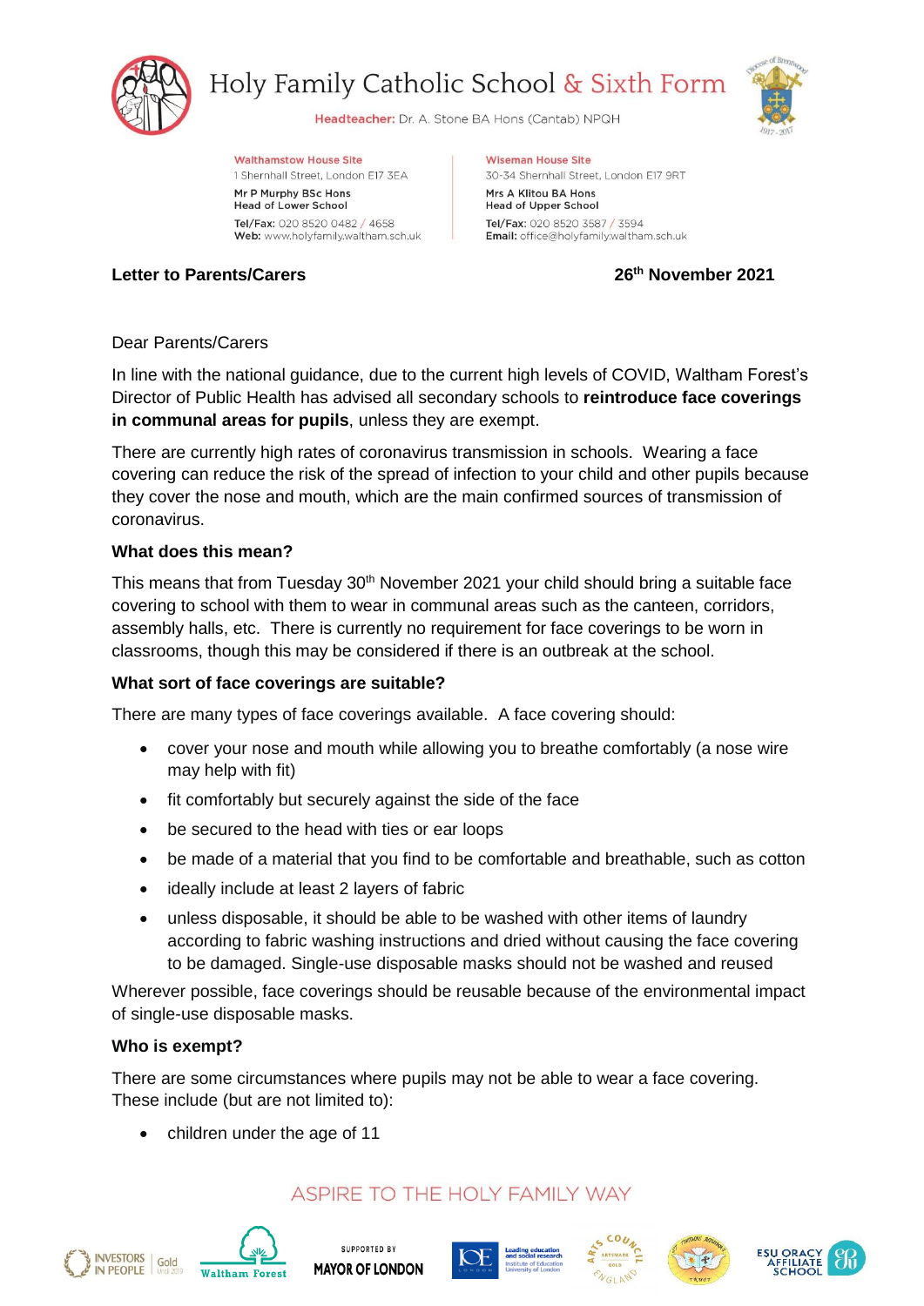# Holy Family Catholic School & Sixth Form

**Headteacher:** Dr. A. Stone BA Hons (Cantab) NPQH

**Walthamstow House Site**
1 Shernhall Street, London E17 3EA
Mr P Murphy BSc Hons
Head of Lower School
**Tel/Fax:** 020 8520 0482 / 4658
**Web:** www.holyfamily.waltham.sch.uk

**Wiseman House Site**
30-34 Shernhall Street, London E17 9RT
Mrs A Klitou BA Hons
Head of Upper School
**Tel/Fax:** 020 8520 3587 / 3594
**Email:** office@holyfamily.waltham.sch.uk

**Letter to Parents/Carers** **26th November 2021**

Dear Parents/Carers

In line with the national guidance, due to the current high levels of COVID, Waltham Forest's Director of Public Health has advised all secondary schools to **reintroduce face coverings in communal areas for pupils**, unless they are exempt.

There are currently high rates of coronavirus transmission in schools. Wearing a face covering can reduce the risk of the spread of infection to your child and other pupils because they cover the nose and mouth, which are the main confirmed sources of transmission of coronavirus.

**What does this mean?**

This means that from Tuesday 30th November 2021 your child should bring a suitable face covering to school with them to wear in communal areas such as the canteen, corridors, assembly halls, etc. There is currently no requirement for face coverings to be worn in classrooms, though this may be considered if there is an outbreak at the school.

**What sort of face coverings are suitable?**

There are many types of face coverings available. A face covering should:

- cover your nose and mouth while allowing you to breathe comfortably (a nose wire may help with fit)
- fit comfortably but securely against the side of the face
- be secured to the head with ties or ear loops
- be made of a material that you find to be comfortable and breathable, such as cotton
- ideally include at least 2 layers of fabric
- unless disposable, it should be able to be washed with other items of laundry according to fabric washing instructions and dried without causing the face covering to be damaged. Single-use disposable masks should not be washed and reused

Wherever possible, face coverings should be reusable because of the environmental impact of single-use disposable masks.

**Who is exempt?**

There are some circumstances where pupils may not be able to wear a face covering. These include (but are not limited to):

- children under the age of 11

ASPIRE TO THE HOLY FAMILY WAY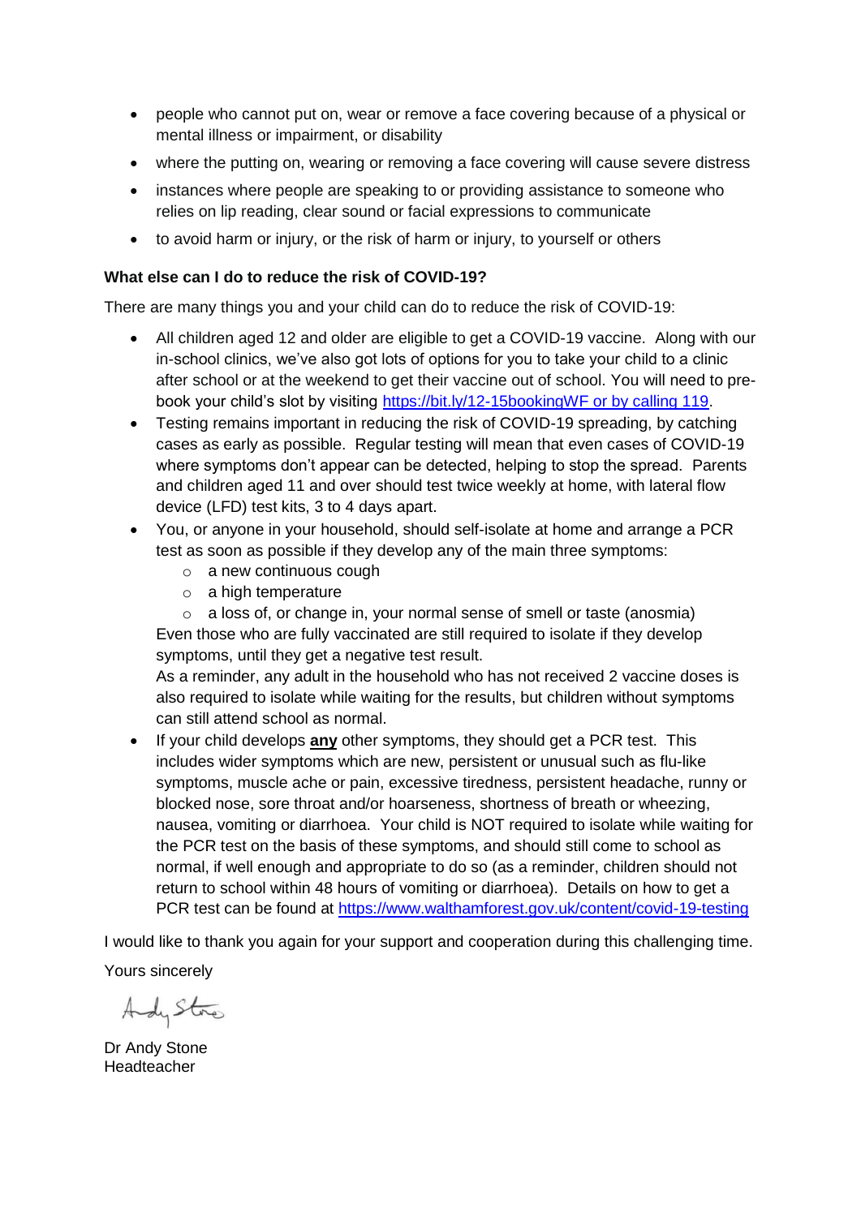- people who cannot put on, wear or remove a face covering because of a physical or mental illness or impairment, or disability
- where the putting on, wearing or removing a face covering will cause severe distress
- instances where people are speaking to or providing assistance to someone who relies on lip reading, clear sound or facial expressions to communicate
- to avoid harm or injury, or the risk of harm or injury, to yourself or others

**What else can I do to reduce the risk of COVID-19?**

There are many things you and your child can do to reduce the risk of COVID-19:

- All children aged 12 and older are eligible to get a COVID-19 vaccine. Along with our in-school clinics, we've also got lots of options for you to take your child to a clinic after school or at the weekend to get their vaccine out of school. You will need to pre-book your child's slot by visiting [https://bit.ly/12-15bookingWF or by calling 119](https://bit.ly/12-15bookingWF).
- Testing remains important in reducing the risk of COVID-19 spreading, by catching cases as early as possible. Regular testing will mean that even cases of COVID-19 where symptoms don't appear can be detected, helping to stop the spread. Parents and children aged 11 and over should test twice weekly at home, with lateral flow device (LFD) test kits, 3 to 4 days apart.
- You, or anyone in your household, should self-isolate at home and arrange a PCR test as soon as possible if they develop any of the main three symptoms:
    - a new continuous cough
    - a high temperature
    - a loss of, or change in, your normal sense of smell or taste (anosmia)

  Even those who are fully vaccinated are still required to isolate if they develop symptoms, until they get a negative test result.
  As a reminder, any adult in the household who has not received 2 vaccine doses is also required to isolate while waiting for the results, but children without symptoms can still attend school as normal.
- If your child develops **any** other symptoms, they should get a PCR test. This includes wider symptoms which are new, persistent or unusual such as flu-like symptoms, muscle ache or pain, excessive tiredness, persistent headache, runny or blocked nose, sore throat and/or hoarseness, shortness of breath or wheezing, nausea, vomiting or diarrhoea. Your child is NOT required to isolate while waiting for the PCR test on the basis of these symptoms, and should still come to school as normal, if well enough and appropriate to do so (as a reminder, children should not return to school within 48 hours of vomiting or diarrhoea). Details on how to get a PCR test can be found at [https://www.walthamforest.gov.uk/content/covid-19-testing](https://www.walthamforest.gov.uk/content/covid-19-testing)

I would like to thank you again for your support and cooperation during this challenging time.

Yours sincerely

Andy Stone

Dr Andy Stone
Headteacher